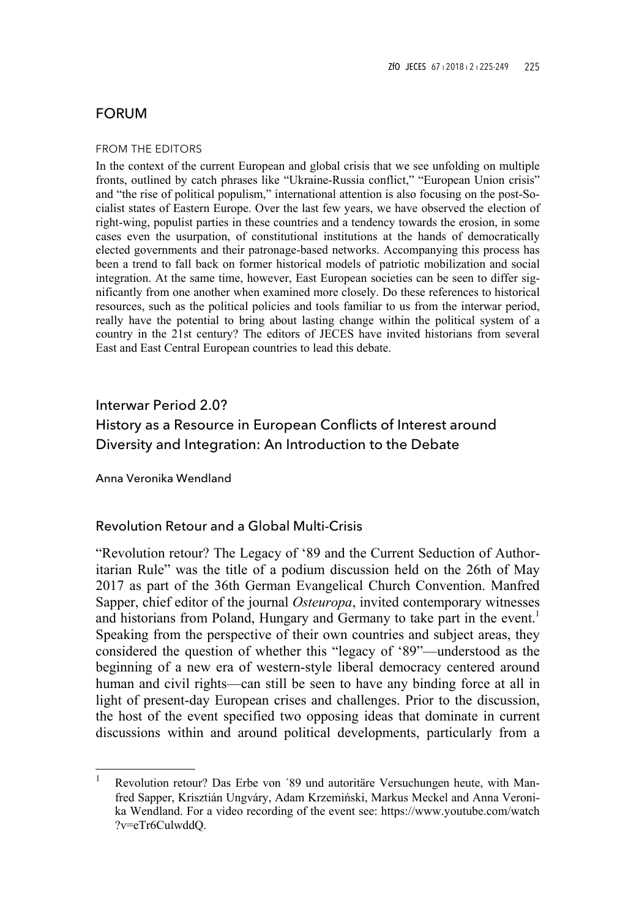## FORUM

FROM THE EDITORS

In the context of the current European and global crisis that we see unfolding on multiple fronts, outlined by catch phrases like "Ukraine-Russia conflict," "European Union crisis" and "the rise of political populism," international attention is also focusing on the post-Socialist states of Eastern Europe. Over the last few years, we have observed the election of right-wing, populist parties in these countries and a tendency towards the erosion, in some cases even the usurpation, of constitutional institutions at the hands of democratically elected governments and their patronage-based networks. Accompanying this process has been a trend to fall back on former historical models of patriotic mobilization and social integration. At the same time, however, East European societies can be seen to differ significantly from one another when examined more closely. Do these references to historical resources, such as the political policies and tools familiar to us from the interwar period, really have the potential to bring about lasting change within the political system of a country in the 21st century? The editors of JECES have invited historians from several East and East Central European countries to lead this debate.

# Interwar Period 2.0? History as a Resource in European Conflicts of Interest around Diversity and Integration: An Introduction to the Debate

Anna Veronika Wendland

## Revolution Retour and a Global Multi-Crisis

"Revolution retour? The Legacy of '89 and the Current Seduction of Authoritarian Rule" was the title of a podium discussion held on the 26th of May 2017 as part of the 36th German Evangelical Church Convention. Manfred Sapper, chief editor of the journal *Osteuropa*, invited contemporary witnesses and historians from Poland, Hungary and Germany to take part in the event.[1] Speaking from the perspective of their own countries and subject areas, they considered the question of whether this "legacy of '89"—understood as the beginning of a new era of western-style liberal democracy centered around human and civil rights—can still be seen to have any binding force at all in light of present-day European crises and challenges. Prior to the discussion, the host of the event specified two opposing ideas that dominate in current discussions within and around political developments, particularly from a

---

[1] Revolution retour? Das Erbe von ´89 und autoritäre Versuchungen heute, with Manfred Sapper, Krisztián Ungváry, Adam Krzemiński, Markus Meckel and Anna Veronika Wendland. For a video recording of the event see: https://www.youtube.com/watch?v=eTr6CulwddQ.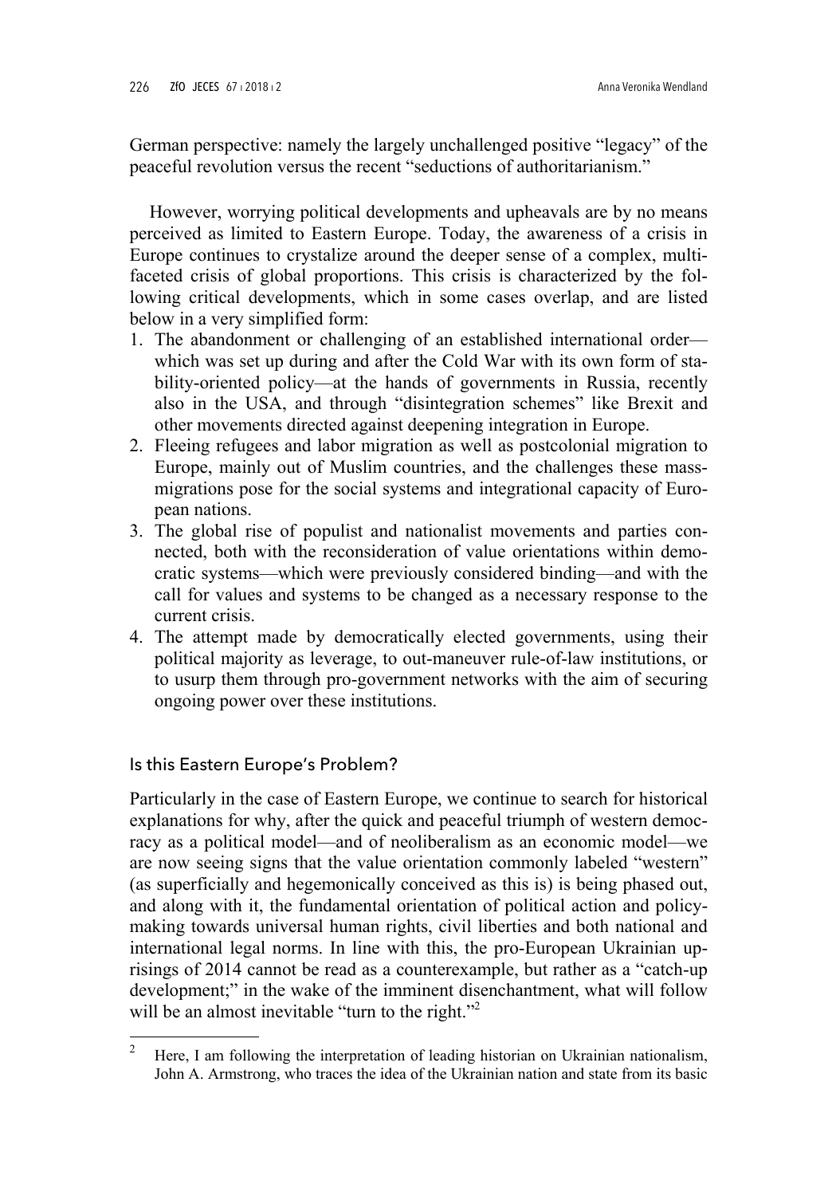German perspective: namely the largely unchallenged positive "legacy" of the peaceful revolution versus the recent "seductions of authoritarianism."

However, worrying political developments and upheavals are by no means perceived as limited to Eastern Europe. Today, the awareness of a crisis in Europe continues to crystalize around the deeper sense of a complex, multi-faceted crisis of global proportions. This crisis is characterized by the following critical developments, which in some cases overlap, and are listed below in a very simplified form:

1. The abandonment or challenging of an established international order—which was set up during and after the Cold War with its own form of stability-oriented policy—at the hands of governments in Russia, recently also in the USA, and through "disintegration schemes" like Brexit and other movements directed against deepening integration in Europe.
2. Fleeing refugees and labor migration as well as postcolonial migration to Europe, mainly out of Muslim countries, and the challenges these mass-migrations pose for the social systems and integrational capacity of European nations.
3. The global rise of populist and nationalist movements and parties connected, both with the reconsideration of value orientations within democratic systems—which were previously considered binding—and with the call for values and systems to be changed as a necessary response to the current crisis.
4. The attempt made by democratically elected governments, using their political majority as leverage, to out-maneuver rule-of-law institutions, or to usurp them through pro-government networks with the aim of securing ongoing power over these institutions.

## Is this Eastern Europe's Problem?

Particularly in the case of Eastern Europe, we continue to search for historical explanations for why, after the quick and peaceful triumph of western democracy as a political model—and of neoliberalism as an economic model—we are now seeing signs that the value orientation commonly labeled "western" (as superficially and hegemonically conceived as this is) is being phased out, and along with it, the fundamental orientation of political action and policy-making towards universal human rights, civil liberties and both national and international legal norms. In line with this, the pro-European Ukrainian uprisings of 2014 cannot be read as a counterexample, but rather as a "catch-up development;" in the wake of the imminent disenchantment, what will follow will be an almost inevitable "turn to the right."[2]

[2] Here, I am following the interpretation of leading historian on Ukrainian nationalism, John A. Armstrong, who traces the idea of the Ukrainian nation and state from its basic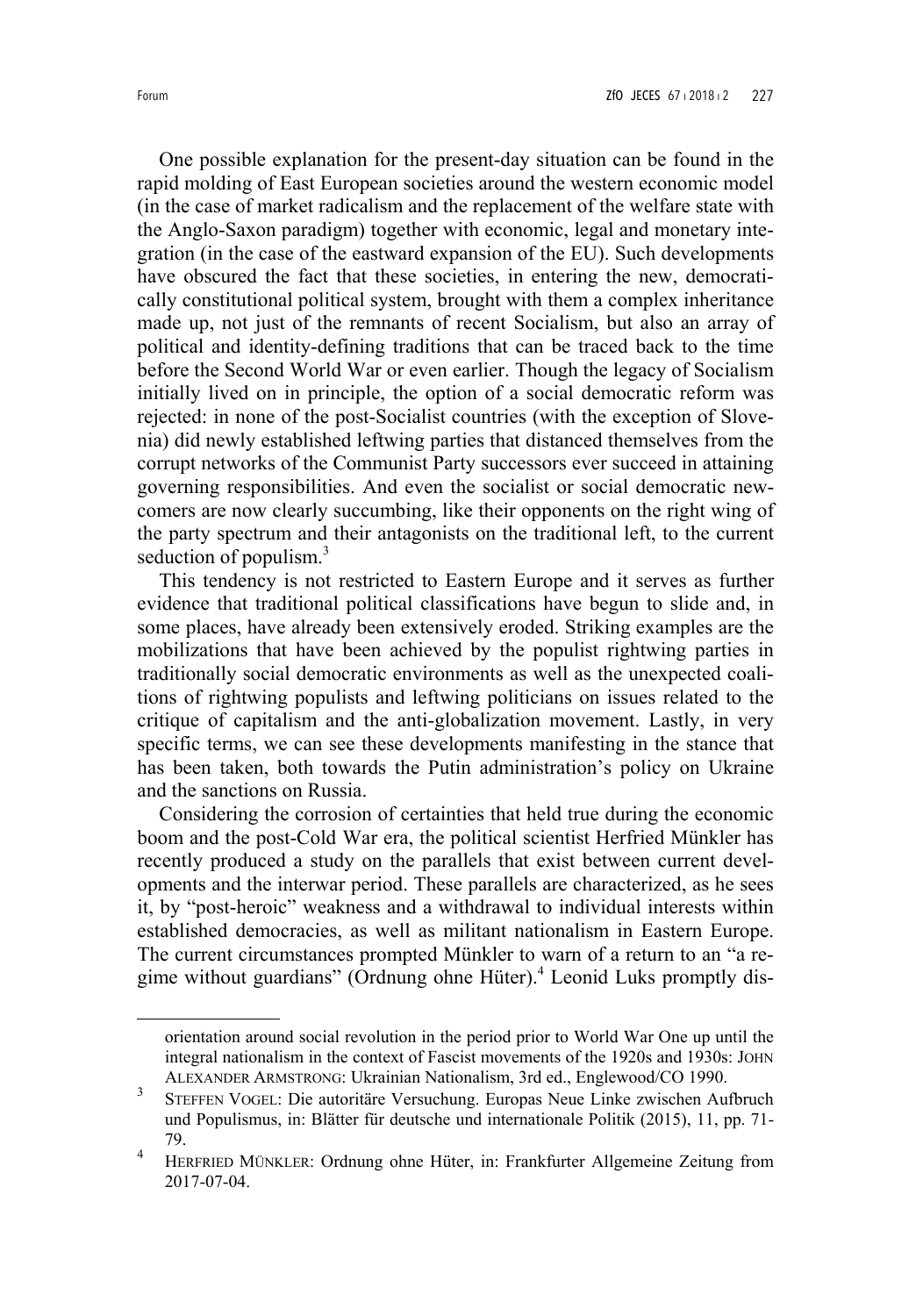One possible explanation for the present-day situation can be found in the rapid molding of East European societies around the western economic model (in the case of market radicalism and the replacement of the welfare state with the Anglo-Saxon paradigm) together with economic, legal and monetary integration (in the case of the eastward expansion of the EU). Such developments have obscured the fact that these societies, in entering the new, democratically constitutional political system, brought with them a complex inheritance made up, not just of the remnants of recent Socialism, but also an array of political and identity-defining traditions that can be traced back to the time before the Second World War or even earlier. Though the legacy of Socialism initially lived on in principle, the option of a social democratic reform was rejected: in none of the post-Socialist countries (with the exception of Slovenia) did newly established leftwing parties that distanced themselves from the corrupt networks of the Communist Party successors ever succeed in attaining governing responsibilities. And even the socialist or social democratic newcomers are now clearly succumbing, like their opponents on the right wing of the party spectrum and their antagonists on the traditional left, to the current seduction of populism.[3]

This tendency is not restricted to Eastern Europe and it serves as further evidence that traditional political classifications have begun to slide and, in some places, have already been extensively eroded. Striking examples are the mobilizations that have been achieved by the populist rightwing parties in traditionally social democratic environments as well as the unexpected coalitions of rightwing populists and leftwing politicians on issues related to the critique of capitalism and the anti-globalization movement. Lastly, in very specific terms, we can see these developments manifesting in the stance that has been taken, both towards the Putin administration's policy on Ukraine and the sanctions on Russia.

Considering the corrosion of certainties that held true during the economic boom and the post-Cold War era, the political scientist Herfried Münkler has recently produced a study on the parallels that exist between current developments and the interwar period. These parallels are characterized, as he sees it, by "post-heroic" weakness and a withdrawal to individual interests within established democracies, as well as militant nationalism in Eastern Europe. The current circumstances prompted Münkler to warn of a return to an "a regime without guardians" (Ordnung ohne Hüter).[4] Leonid Luks promptly dis-

---

orientation around social revolution in the period prior to World War One up until the integral nationalism in the context of Fascist movements of the 1920s and 1930s: JOHN ALEXANDER ARMSTRONG: Ukrainian Nationalism, 3rd ed., Englewood/CO 1990.

[3] STEFFEN VOGEL: Die autoritäre Versuchung. Europas Neue Linke zwischen Aufbruch und Populismus, in: Blätter für deutsche und internationale Politik (2015), 11, pp. 71-79.

[4] HERFRIED MÜNKLER: Ordnung ohne Hüter, in: Frankfurter Allgemeine Zeitung from 2017-07-04.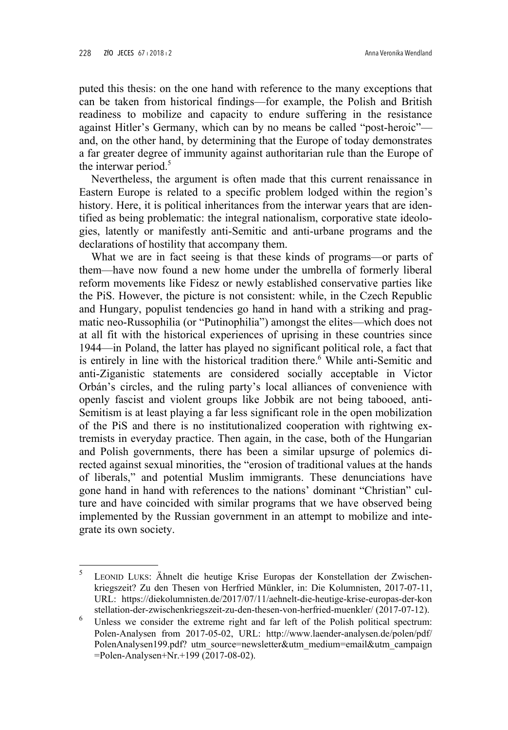puted this thesis: on the one hand with reference to the many exceptions that can be taken from historical findings—for example, the Polish and British readiness to mobilize and capacity to endure suffering in the resistance against Hitler's Germany, which can by no means be called "post-heroic"—and, on the other hand, by determining that the Europe of today demonstrates a far greater degree of immunity against authoritarian rule than the Europe of the interwar period.[5]

Nevertheless, the argument is often made that this current renaissance in Eastern Europe is related to a specific problem lodged within the region's history. Here, it is political inheritances from the interwar years that are identified as being problematic: the integral nationalism, corporative state ideologies, latently or manifestly anti-Semitic and anti-urbane programs and the declarations of hostility that accompany them.

What we are in fact seeing is that these kinds of programs—or parts of them—have now found a new home under the umbrella of formerly liberal reform movements like Fidesz or newly established conservative parties like the PiS. However, the picture is not consistent: while, in the Czech Republic and Hungary, populist tendencies go hand in hand with a striking and pragmatic neo-Russophilia (or "Putinophilia") amongst the elites—which does not at all fit with the historical experiences of uprising in these countries since 1944—in Poland, the latter has played no significant political role, a fact that is entirely in line with the historical tradition there.[6] While anti-Semitic and anti-Ziganistic statements are considered socially acceptable in Victor Orbán's circles, and the ruling party's local alliances of convenience with openly fascist and violent groups like Jobbik are not being tabooed, anti-Semitism is at least playing a far less significant role in the open mobilization of the PiS and there is no institutionalized cooperation with rightwing extremists in everyday practice. Then again, in the case, both of the Hungarian and Polish governments, there has been a similar upsurge of polemics directed against sexual minorities, the "erosion of traditional values at the hands of liberals," and potential Muslim immigrants. These denunciations have gone hand in hand with references to the nations' dominant "Christian" culture and have coincided with similar programs that we have observed being implemented by the Russian government in an attempt to mobilize and integrate its own society.

---

[5] Leonid Luks: Ähnelt die heutige Krise Europas der Konstellation der Zwischenkriegszeit? Zu den Thesen von Herfried Münkler, in: Die Kolumnisten, 2017-07-11, URL: https://diekolumnisten.de/2017/07/11/aehnelt-die-heutige-krise-europas-der-konstellation-der-zwischenkriegszeit-zu-den-thesen-von-herfried-muenkler/ (2017-07-12).

[6] Unless we consider the extreme right and far left of the Polish political spectrum: Polen-Analysen from 2017-05-02, URL: http://www.laender-analysen.de/polen/pdf/PolenAnalysen199.pdf? utm_source=newsletter&utm_medium=email&utm_campaign=Polen-Analysen+Nr.+199 (2017-08-02).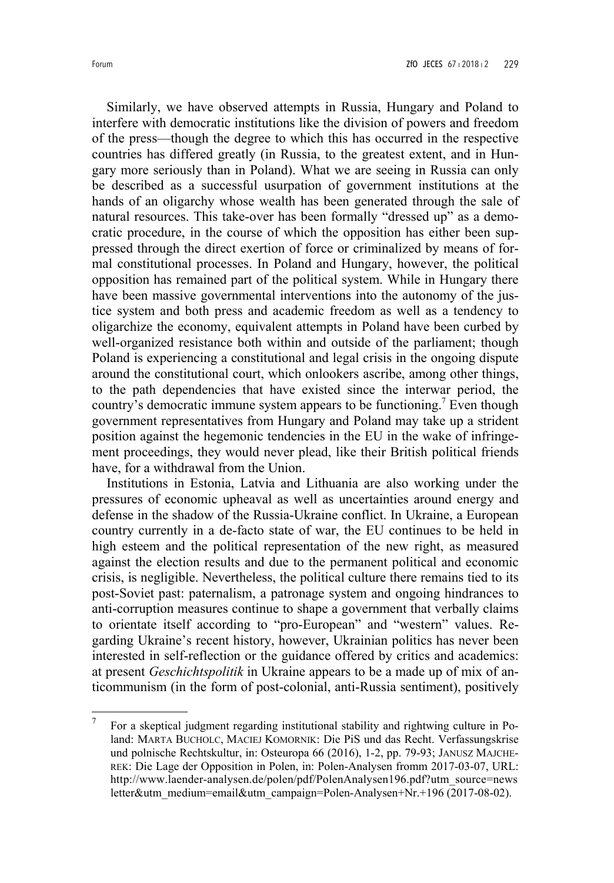Similarly, we have observed attempts in Russia, Hungary and Poland to interfere with democratic institutions like the division of powers and freedom of the press—though the degree to which this has occurred in the respective countries has differed greatly (in Russia, to the greatest extent, and in Hungary more seriously than in Poland). What we are seeing in Russia can only be described as a successful usurpation of government institutions at the hands of an oligarchy whose wealth has been generated through the sale of natural resources. This take-over has been formally "dressed up" as a democratic procedure, in the course of which the opposition has either been suppressed through the direct exertion of force or criminalized by means of formal constitutional processes. In Poland and Hungary, however, the political opposition has remained part of the political system. While in Hungary there have been massive governmental interventions into the autonomy of the justice system and both press and academic freedom as well as a tendency to oligarchize the economy, equivalent attempts in Poland have been curbed by well-organized resistance both within and outside of the parliament; though Poland is experiencing a constitutional and legal crisis in the ongoing dispute around the constitutional court, which onlookers ascribe, among other things, to the path dependencies that have existed since the interwar period, the country's democratic immune system appears to be functioning.[7] Even though government representatives from Hungary and Poland may take up a strident position against the hegemonic tendencies in the EU in the wake of infringement proceedings, they would never plead, like their British political friends have, for a withdrawal from the Union.

Institutions in Estonia, Latvia and Lithuania are also working under the pressures of economic upheaval as well as uncertainties around energy and defense in the shadow of the Russia-Ukraine conflict. In Ukraine, a European country currently in a de-facto state of war, the EU continues to be held in high esteem and the political representation of the new right, as measured against the election results and due to the permanent political and economic crisis, is negligible. Nevertheless, the political culture there remains tied to its post-Soviet past: paternalism, a patronage system and ongoing hindrances to anti-corruption measures continue to shape a government that verbally claims to orientate itself according to "pro-European" and "western" values. Regarding Ukraine's recent history, however, Ukrainian politics has never been interested in self-reflection or the guidance offered by critics and academics: at present *Geschichtspolitik* in Ukraine appears to be a made up of mix of anticommunism (in the form of post-colonial, anti-Russia sentiment), positively

---

[7] For a skeptical judgment regarding institutional stability and rightwing culture in Poland: MARTA BUCHOLC, MACIEJ KOMORNIK: Die PiS und das Recht. Verfassungskrise und polnische Rechtskultur, in: Osteuropa 66 (2016), 1-2, pp. 79-93; JANUSZ MAJCHEREK: Die Lage der Opposition in Polen, in: Polen-Analysen fromm 2017-03-07, URL: http://www.laender-analysen.de/polen/pdf/PolenAnalysen196.pdf?utm_source=newsletter&utm_medium=email&utm_campaign=Polen-Analysen+Nr.+196 (2017-08-02).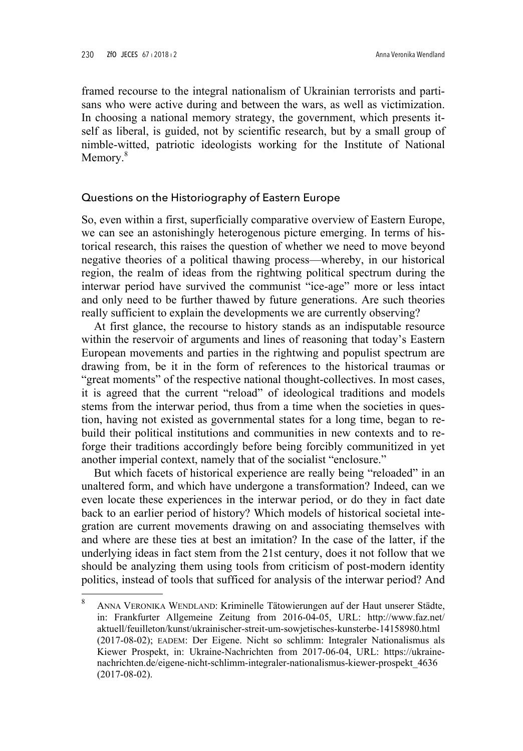framed recourse to the integral nationalism of Ukrainian terrorists and partisans who were active during and between the wars, as well as victimization. In choosing a national memory strategy, the government, which presents itself as liberal, is guided, not by scientific research, but by a small group of nimble-witted, patriotic ideologists working for the Institute of National Memory.[8]

## Questions on the Historiography of Eastern Europe

So, even within a first, superficially comparative overview of Eastern Europe, we can see an astonishingly heterogenous picture emerging. In terms of historical research, this raises the question of whether we need to move beyond negative theories of a political thawing process—whereby, in our historical region, the realm of ideas from the rightwing political spectrum during the interwar period have survived the communist "ice-age" more or less intact and only need to be further thawed by future generations. Are such theories really sufficient to explain the developments we are currently observing?

At first glance, the recourse to history stands as an indisputable resource within the reservoir of arguments and lines of reasoning that today's Eastern European movements and parties in the rightwing and populist spectrum are drawing from, be it in the form of references to the historical traumas or "great moments" of the respective national thought-collectives. In most cases, it is agreed that the current "reload" of ideological traditions and models stems from the interwar period, thus from a time when the societies in question, having not existed as governmental states for a long time, began to rebuild their political institutions and communities in new contexts and to reforge their traditions accordingly before being forcibly communitized in yet another imperial context, namely that of the socialist "enclosure."

But which facets of historical experience are really being "reloaded" in an unaltered form, and which have undergone a transformation? Indeed, can we even locate these experiences in the interwar period, or do they in fact date back to an earlier period of history? Which models of historical societal integration are current movements drawing on and associating themselves with and where are these ties at best an imitation? In the case of the latter, if the underlying ideas in fact stem from the 21st century, does it not follow that we should be analyzing them using tools from criticism of post-modern identity politics, instead of tools that sufficed for analysis of the interwar period? And

---

[8] ANNA VERONIKA WENDLAND: Kriminelle Tätowierungen auf der Haut unserer Städte, in: Frankfurter Allgemeine Zeitung from 2016-04-05, URL: http://www.faz.net/aktuell/feuilleton/kunst/ukrainischer-streit-um-sowjetisches-kunsterbe-14158980.html (2017-08-02); EADEM: Der Eigene. Nicht so schlimm: Integraler Nationalismus als Kiewer Prospekt, in: Ukraine-Nachrichten from 2017-06-04, URL: https://ukraine-nachrichten.de/eigene-nicht-schlimm-integraler-nationalismus-kiewer-prospekt_4636 (2017-08-02).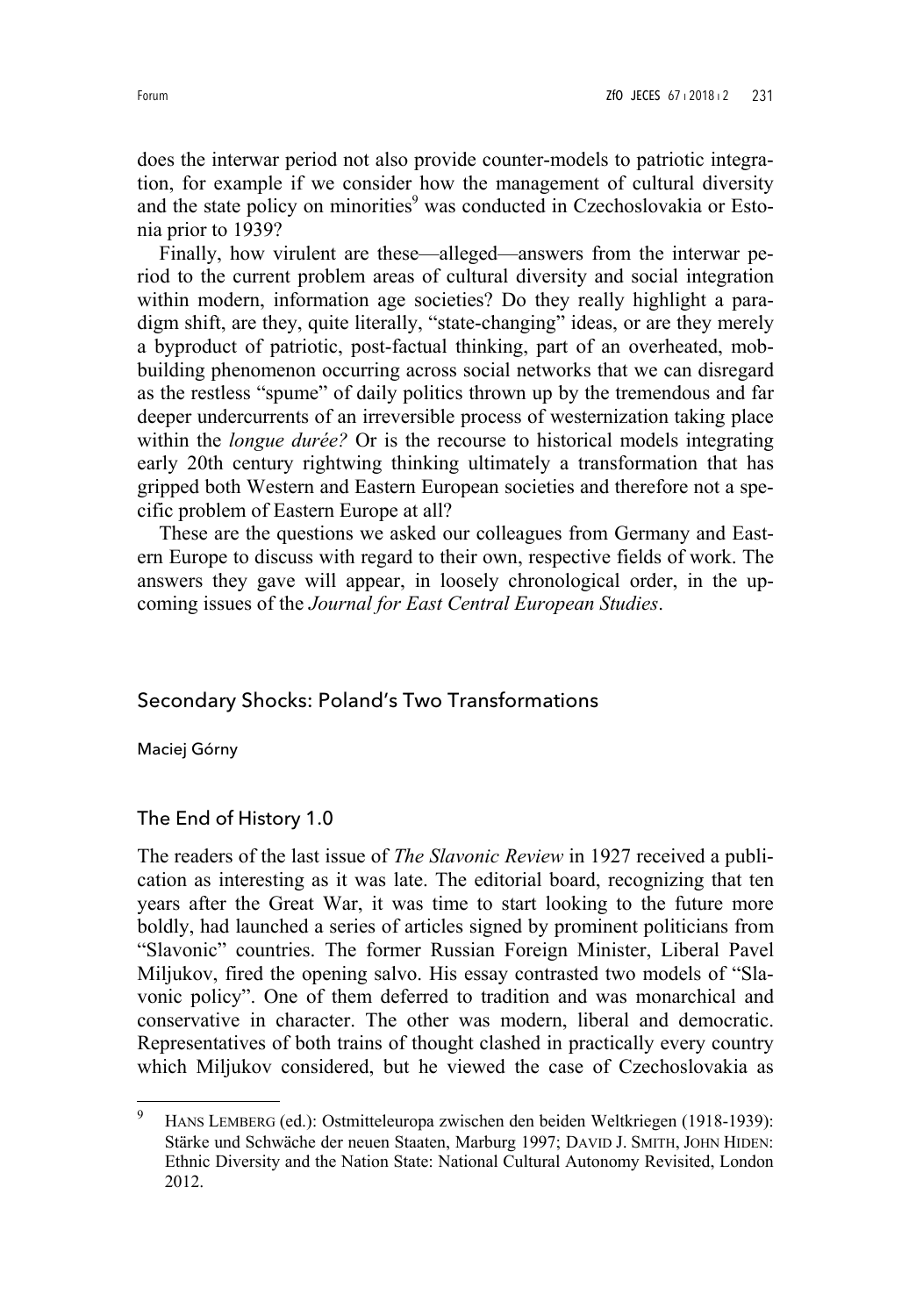does the interwar period not also provide counter-models to patriotic integration, for example if we consider how the management of cultural diversity and the state policy on minorities[9] was conducted in Czechoslovakia or Estonia prior to 1939?

Finally, how virulent are these—alleged—answers from the interwar period to the current problem areas of cultural diversity and social integration within modern, information age societies? Do they really highlight a paradigm shift, are they, quite literally, "state-changing" ideas, or are they merely a byproduct of patriotic, post-factual thinking, part of an overheated, mob-building phenomenon occurring across social networks that we can disregard as the restless "spume" of daily politics thrown up by the tremendous and far deeper undercurrents of an irreversible process of westernization taking place within the *longue durée?* Or is the recourse to historical models integrating early 20th century rightwing thinking ultimately a transformation that has gripped both Western and Eastern European societies and therefore not a specific problem of Eastern Europe at all?

These are the questions we asked our colleagues from Germany and Eastern Europe to discuss with regard to their own, respective fields of work. The answers they gave will appear, in loosely chronological order, in the upcoming issues of the *Journal for East Central European Studies*.

## Secondary Shocks: Poland's Two Transformations

Maciej Górny

### The End of History 1.0

The readers of the last issue of *The Slavonic Review* in 1927 received a publication as interesting as it was late. The editorial board, recognizing that ten years after the Great War, it was time to start looking to the future more boldly, had launched a series of articles signed by prominent politicians from "Slavonic" countries. The former Russian Foreign Minister, Liberal Pavel Miljukov, fired the opening salvo. His essay contrasted two models of "Slavonic policy". One of them deferred to tradition and was monarchical and conservative in character. The other was modern, liberal and democratic. Representatives of both trains of thought clashed in practically every country which Miljukov considered, but he viewed the case of Czechoslovakia as

[9] HANS LEMBERG (ed.): Ostmitteleuropa zwischen den beiden Weltkriegen (1918-1939): Stärke und Schwäche der neuen Staaten, Marburg 1997; DAVID J. SMITH, JOHN HIDEN: Ethnic Diversity and the Nation State: National Cultural Autonomy Revisited, London 2012.